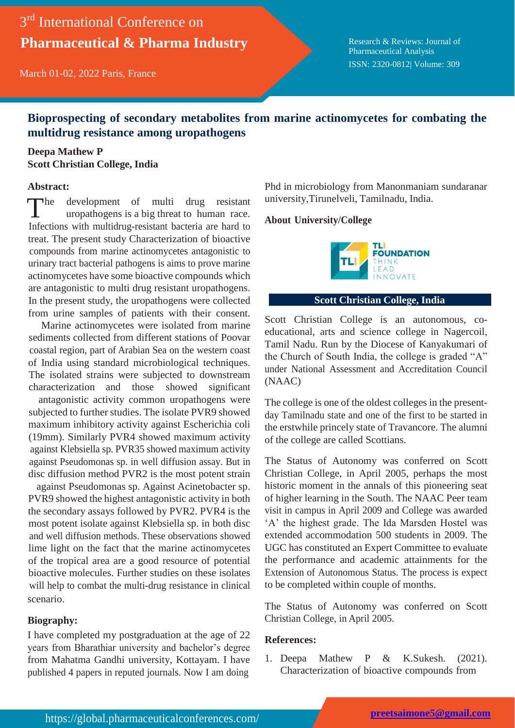# Bioprospecting of secondary metabolites from marine actinomycetes for combating the multidrug resistance among uropathogens

**Deepa Mathew P**
**Scott Christian College, India**

## Abstract:

The development of multi drug resistant uropathogens is a big threat to human race. Infections with multidrug-resistant bacteria are hard to treat. The present study Characterization of bioactive compounds from marine actinomycetes antagonistic to urinary tract bacterial pathogens is aims to prove marine actinomycetes have some bioactive compounds which are antagonistic to multi drug resistant uropathogens. In the present study, the uropathogens were collected from urine samples of patients with their consent.

Marine actinomycetes were isolated from marine sediments collected from different stations of Poovar coastal region, part of Arabian Sea on the western coast of India using standard microbiological techniques. The isolated strains were subjected to downstream characterization and those showed significant antagonistic activity common uropathogens were subjected to further studies. The isolate PVR9 showed maximum inhibitory activity against Escherichia coli (19mm). Similarly PVR4 showed maximum activity against Klebsiella sp. PVR35 showed maximum activity against Pseudomonas sp. in well diffusion assay. But in disc diffusion method PVR2 is the most potent strain against Pseudomonas sp. Against Acinetobacter sp. PVR9 showed the highest antagonistic activity in both the secondary assays followed by PVR2. PVR4 is the most potent isolate against Klebsiella sp. in both disc and well diffusion methods. These observations showed lime light on the fact that the marine actinomycetes of the tropical area are a good resource of potential bioactive molecules. Further studies on these isolates will help to combat the multi-drug resistance in clinical scenario.

## Biography:

I have completed my postgraduation at the age of 22 years from Bharathiar university and bachelor's degree from Mahatma Gandhi university, Kottayam. I have published 4 papers in reputed journals. Now I am doing Phd in microbiology from Manonmaniam sundaranar university,Tirunelveli, Tamilnadu, India.

## About University/College

TLI FOUNDATION
THINK
LEAD
INNOVATE

**Scott Christian College, India**

Scott Christian College is an autonomous, co-educational, arts and science college in Nagercoil, Tamil Nadu. Run by the Diocese of Kanyakumari of the Church of South India, the college is graded "A" under National Assessment and Accreditation Council (NAAC)

The college is one of the oldest colleges in the present-day Tamilnadu state and one of the first to be started in the erstwhile princely state of Travancore. The alumni of the college are called Scottians.

The Status of Autonomy was conferred on Scott Christian College, in April 2005, perhaps the most historic moment in the annals of this pioneering seat of higher learning in the South. The NAAC Peer team visit in campus in April 2009 and College was awarded 'A' the highest grade. The Ida Marsden Hostel was extended accommodation 500 students in 2009. The UGC has constituted an Expert Committee to evaluate the performance and academic attainments for the Extension of Autonomous Status. The process is expect to be completed within couple of months.

The Status of Autonomy was conferred on Scott Christian College, in April 2005.

## References:

1. Deepa Mathew P & K.Sukesh. (2021). Characterization of bioactive compounds from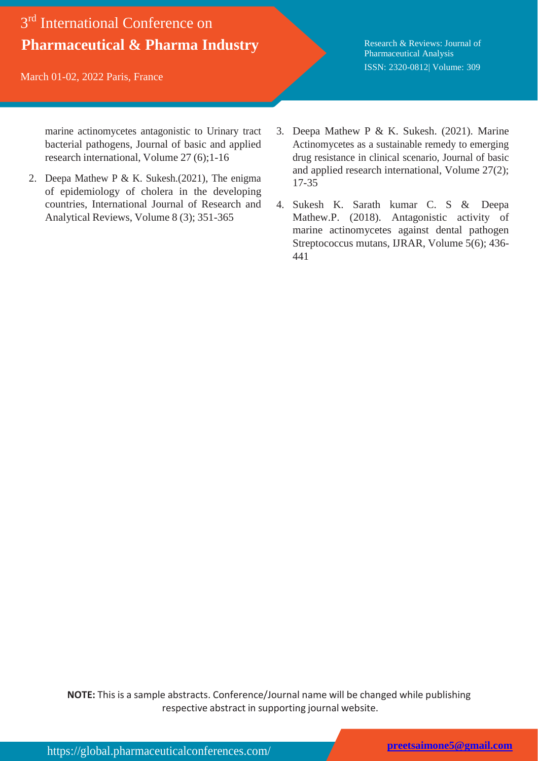marine actinomycetes antagonistic to Urinary tract bacterial pathogens, Journal of basic and applied research international, Volume 27 (6);1-16

2. Deepa Mathew P & K. Sukesh.(2021), The enigma of epidemiology of cholera in the developing countries, International Journal of Research and Analytical Reviews, Volume 8 (3); 351-365
3. Deepa Mathew P & K. Sukesh. (2021). Marine Actinomycetes as a sustainable remedy to emerging drug resistance in clinical scenario, Journal of basic and applied research international, Volume 27(2); 17-35
4. Sukesh K. Sarath kumar C. S & Deepa Mathew.P. (2018). Antagonistic activity of marine actinomycetes against dental pathogen Streptococcus mutans, IJRAR, Volume 5(6); 436-441

**NOTE:** This is a sample abstracts. Conference/Journal name will be changed while publishing respective abstract in supporting journal website.